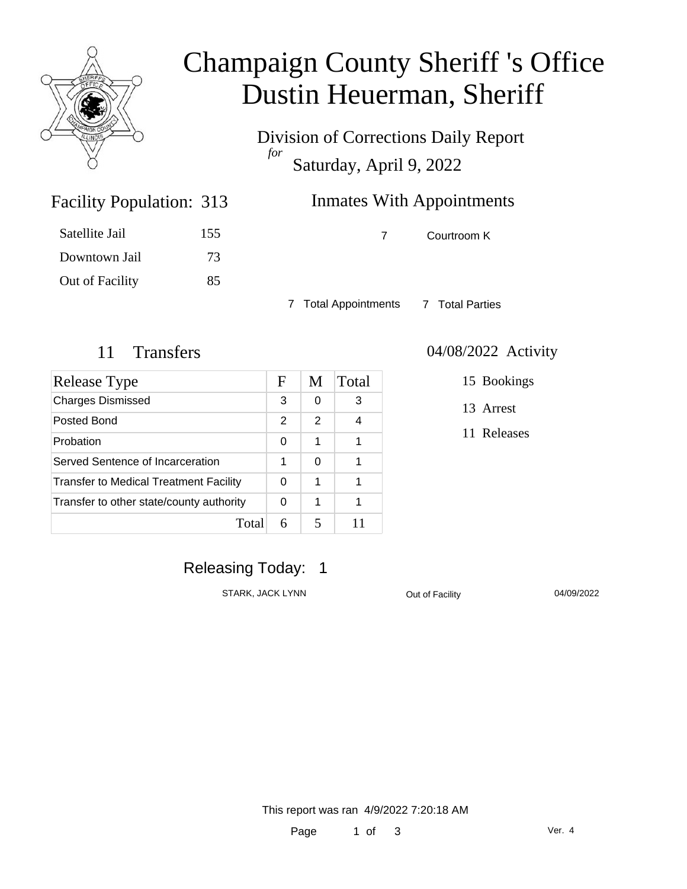# Champaign County Sheriff 's Office
# Dustin Heuerman, Sheriff

Division of Corrections Daily Report
*for*
Saturday, April 9, 2022

## Facility Population: 313

| | |
|---|---|
| Satellite Jail | 155 |
| Downtown Jail | 73 |
| Out of Facility | 85 |

## Inmates With Appointments

| | |
|---|---|
| 7 | Courtroom K |

7 Total Appointments    7 Total Parties

## 11 Transfers

| Release Type | F | M | Total |
|---|---|---|---|
| Charges Dismissed | 3 | 0 | 3 |
| Posted Bond | 2 | 2 | 4 |
| Probation | 0 | 1 | 1 |
| Served Sentence of Incarceration | 1 | 0 | 1 |
| Transfer to Medical Treatment Facility | 0 | 1 | 1 |
| Transfer to other state/county authority | 0 | 1 | 1 |
| Total | 6 | 5 | 11 |

## 04/08/2022 Activity

15 Bookings

13 Arrest

11 Releases

## Releasing Today: 1

| | | |
|---|---|---|
| STARK, JACK LYNN | Out of Facility | 04/09/2022 |

This report was ran 4/9/2022 7:20:18 AM

Ver. 4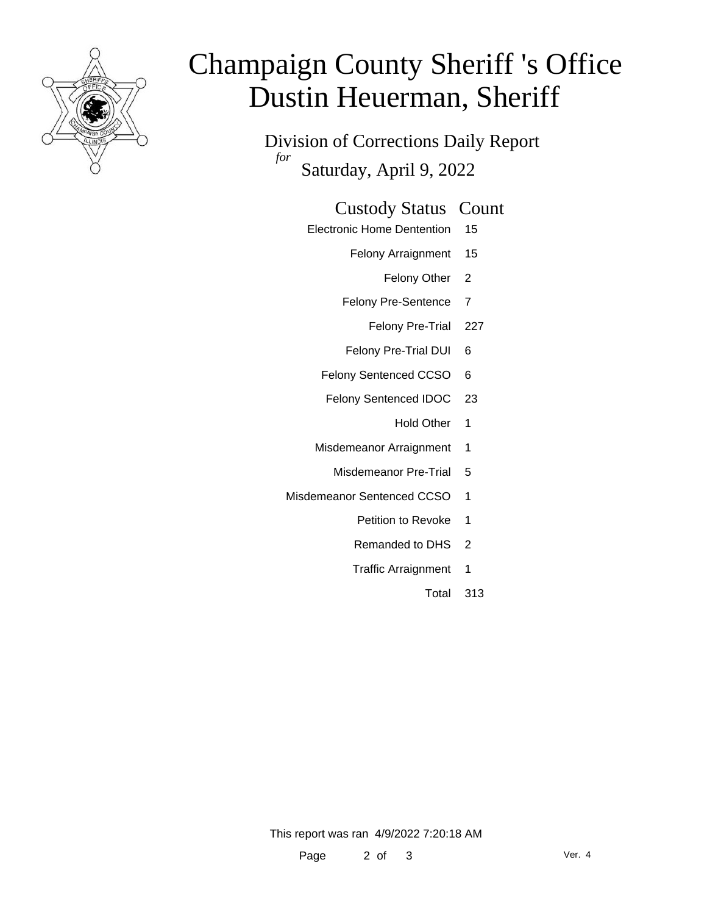# Champaign County Sheriff 's Office
# Dustin Heuerman, Sheriff

Division of Corrections Daily Report

*for* Saturday, April 9, 2022

| Custody Status | Count |
|---|---|
| Electronic Home Dentention | 15 |
| Felony Arraignment | 15 |
| Felony Other | 2 |
| Felony Pre-Sentence | 7 |
| Felony Pre-Trial | 227 |
| Felony Pre-Trial DUI | 6 |
| Felony Sentenced CCSO | 6 |
| Felony Sentenced IDOC | 23 |
| Hold Other | 1 |
| Misdemeanor Arraignment | 1 |
| Misdemeanor Pre-Trial | 5 |
| Misdemeanor Sentenced CCSO | 1 |
| Petition to Revoke | 1 |
| Remanded to DHS | 2 |
| Traffic Arraignment | 1 |
| Total | 313 |

This report was ran 4/9/2022 7:20:18 AM

Ver. 4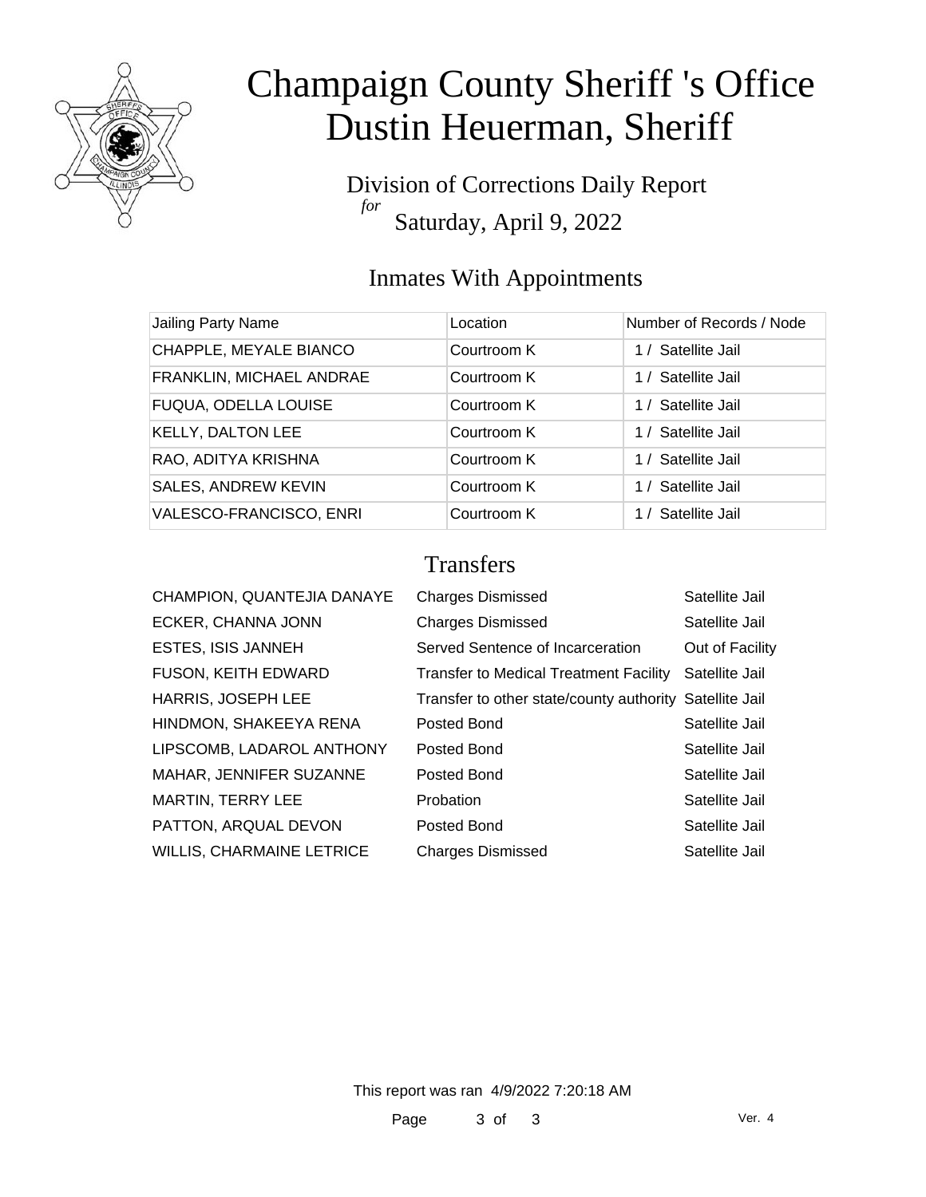# Champaign County Sheriff 's Office
# Dustin Heuerman, Sheriff

Division of Corrections Daily Report

*for*

Saturday, April 9, 2022

## Inmates With Appointments

| Jailing Party Name | Location | Number of Records / Node |
|---|---|---|
| CHAPPLE, MEYALE BIANCO | Courtroom K | 1 / Satellite Jail |
| FRANKLIN, MICHAEL ANDRAE | Courtroom K | 1 / Satellite Jail |
| FUQUA, ODELLA LOUISE | Courtroom K | 1 / Satellite Jail |
| KELLY, DALTON LEE | Courtroom K | 1 / Satellite Jail |
| RAO, ADITYA KRISHNA | Courtroom K | 1 / Satellite Jail |
| SALES, ANDREW KEVIN | Courtroom K | 1 / Satellite Jail |
| VALESCO-FRANCISCO, ENRI | Courtroom K | 1 / Satellite Jail |

## Transfers

| | | |
|---|---|---|
| CHAMPION, QUANTEJIA DANAYE | Charges Dismissed | Satellite Jail |
| ECKER, CHANNA JONN | Charges Dismissed | Satellite Jail |
| ESTES, ISIS JANNEH | Served Sentence of Incarceration | Out of Facility |
| FUSON, KEITH EDWARD | Transfer to Medical Treatment Facility | Satellite Jail |
| HARRIS, JOSEPH LEE | Transfer to other state/county authority | Satellite Jail |
| HINDMON, SHAKEEYA RENA | Posted Bond | Satellite Jail |
| LIPSCOMB, LADAROL ANTHONY | Posted Bond | Satellite Jail |
| MAHAR, JENNIFER SUZANNE | Posted Bond | Satellite Jail |
| MARTIN, TERRY LEE | Probation | Satellite Jail |
| PATTON, ARQUAL DEVON | Posted Bond | Satellite Jail |
| WILLIS, CHARMAINE LETRICE | Charges Dismissed | Satellite Jail |

This report was ran 4/9/2022 7:20:18 AM

Ver. 4